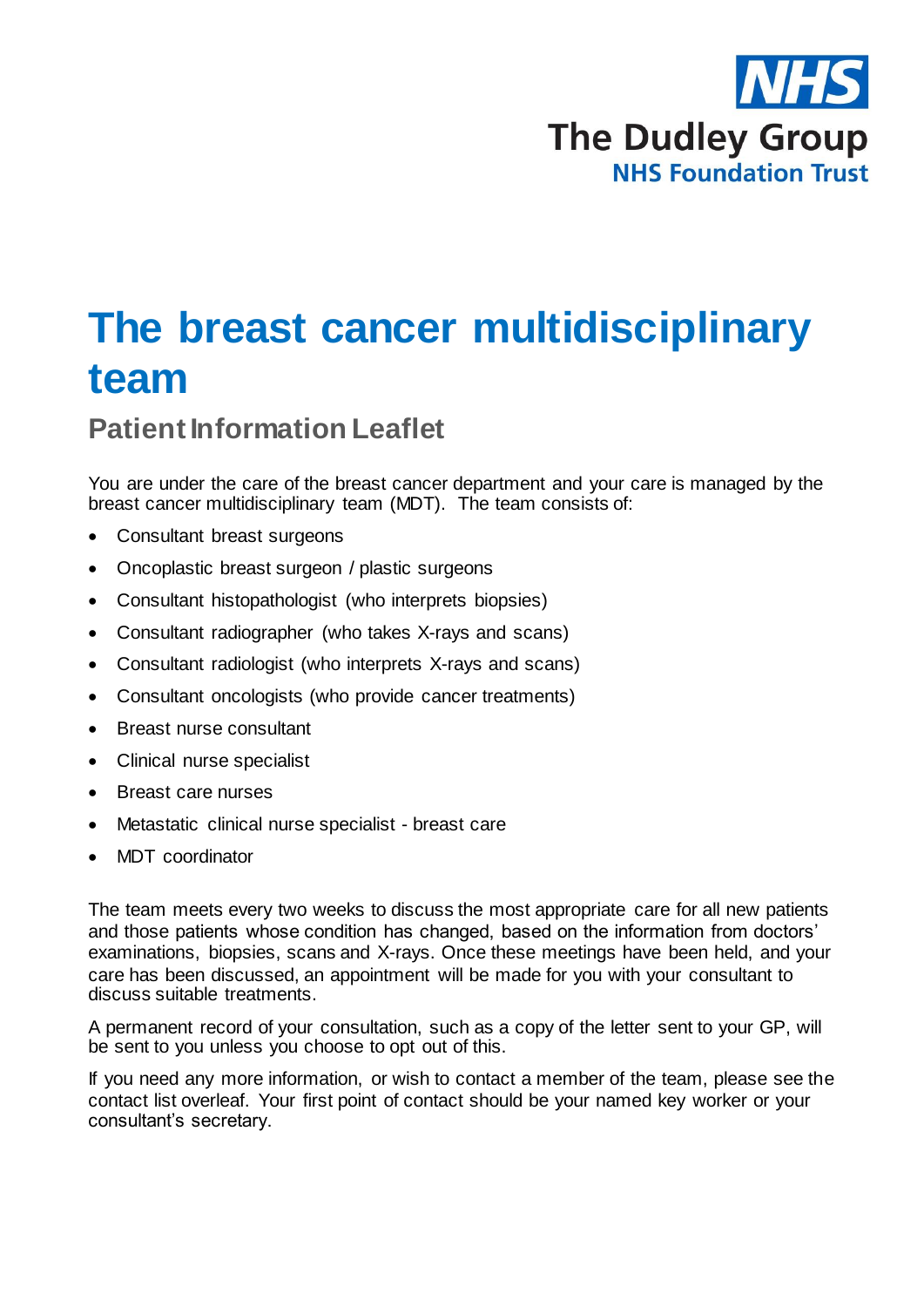NHS

The Dudley Group

NHS Foundation Trust

# The breast cancer multidisciplinary team

## Patient Information Leaflet

You are under the care of the breast cancer department and your care is managed by the breast cancer multidisciplinary team (MDT). The team consists of:

- Consultant breast surgeons
- Oncoplastic breast surgeon / plastic surgeons
- Consultant histopathologist (who interprets biopsies)
- Consultant radiographer (who takes X-rays and scans)
- Consultant radiologist (who interprets X-rays and scans)
- Consultant oncologists (who provide cancer treatments)
- Breast nurse consultant
- Clinical nurse specialist
- Breast care nurses
- Metastatic clinical nurse specialist - breast care
- MDT coordinator

The team meets every two weeks to discuss the most appropriate care for all new patients and those patients whose condition has changed, based on the information from doctors' examinations, biopsies, scans and X-rays. Once these meetings have been held, and your care has been discussed, an appointment will be made for you with your consultant to discuss suitable treatments.

A permanent record of your consultation, such as a copy of the letter sent to your GP, will be sent to you unless you choose to opt out of this.

If you need any more information, or wish to contact a member of the team, please see the contact list overleaf. Your first point of contact should be your named key worker or your consultant's secretary.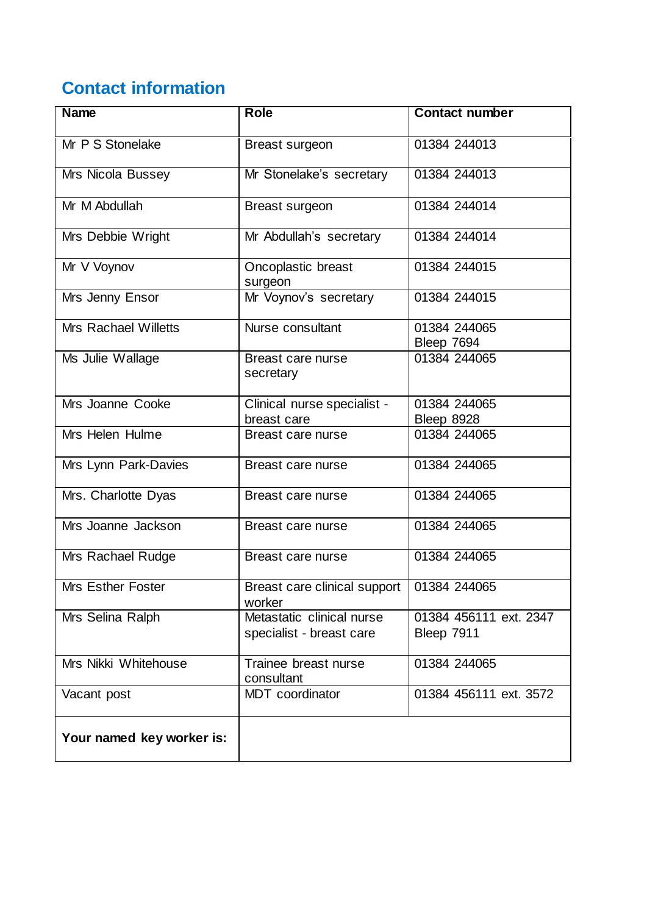## Contact information

| Name | Role | Contact number |
|---|---|---|
| Mr P S Stonelake | Breast surgeon | 01384 244013 |
| Mrs Nicola Bussey | Mr Stonelake's secretary | 01384 244013 |
| Mr M Abdullah | Breast surgeon | 01384 244014 |
| Mrs Debbie Wright | Mr Abdullah's secretary | 01384 244014 |
| Mr V Voynov | Oncoplastic breast surgeon | 01384 244015 |
| Mrs Jenny Ensor | Mr Voynov's secretary | 01384 244015 |
| Mrs Rachael Willetts | Nurse consultant | 01384 244065 Bleep 7694 |
| Ms Julie Wallage | Breast care nurse secretary | 01384 244065 |
| Mrs Joanne Cooke | Clinical nurse specialist - breast care | 01384 244065 Bleep 8928 |
| Mrs Helen Hulme | Breast care nurse | 01384 244065 |
| Mrs Lynn Park-Davies | Breast care nurse | 01384 244065 |
| Mrs. Charlotte Dyas | Breast care nurse | 01384 244065 |
| Mrs Joanne Jackson | Breast care nurse | 01384 244065 |
| Mrs Rachael Rudge | Breast care nurse | 01384 244065 |
| Mrs Esther Foster | Breast care clinical support worker | 01384 244065 |
| Mrs Selina Ralph | Metastatic clinical nurse specialist - breast care | 01384 456111 ext. 2347 Bleep 7911 |
| Mrs Nikki Whitehouse | Trainee breast nurse consultant | 01384 244065 |
| Vacant post | MDT coordinator | 01384 456111 ext. 3572 |
| **Your named key worker is:** | | |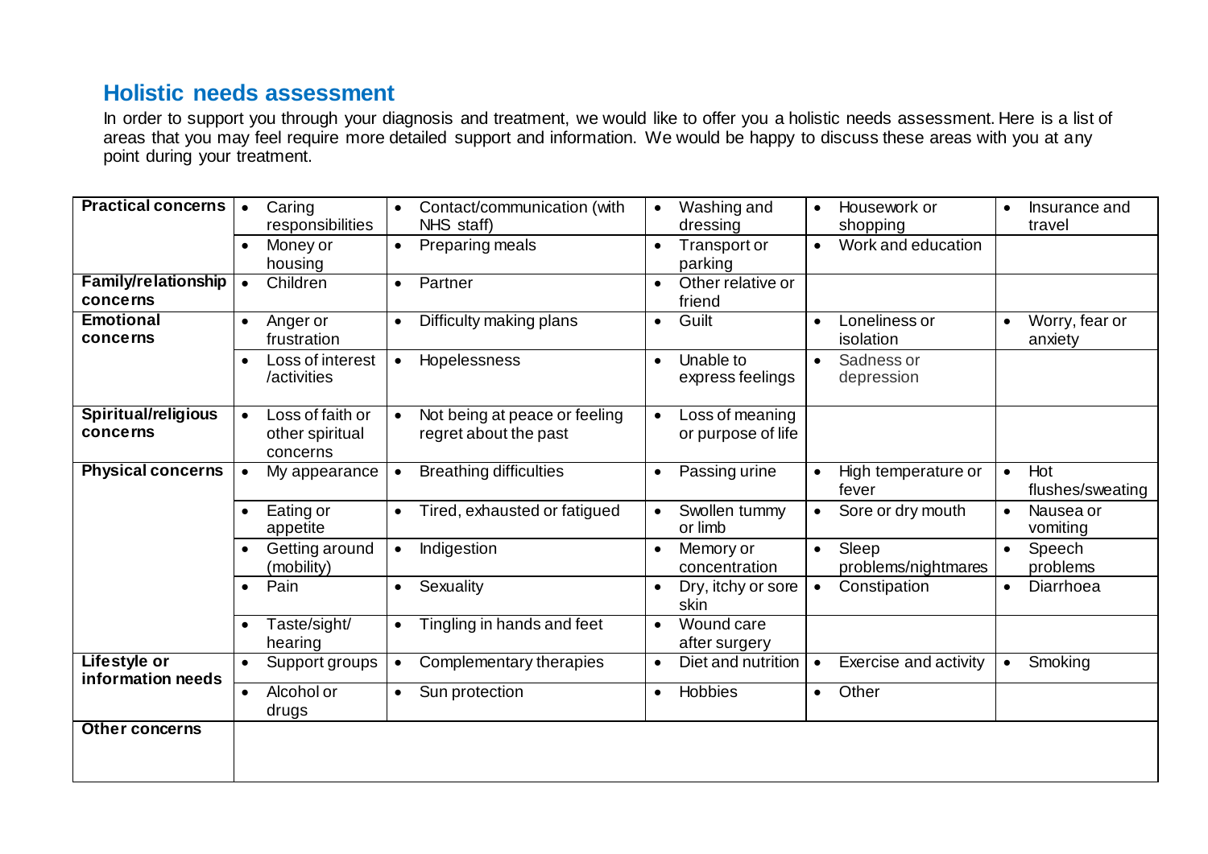## Holistic needs assessment

In order to support you through your diagnosis and treatment, we would like to offer you a holistic needs assessment. Here is a list of areas that you may feel require more detailed support and information. We would be happy to discuss these areas with you at any point during your treatment.

| | | | | | |
|---|---|---|---|---|---|
| **Practical concerns** | • Caring responsibilities | • Contact/communication (with NHS staff) | • Washing and dressing | • Housework or shopping | • Insurance and travel |
| | • Money or housing | • Preparing meals | • Transport or parking | • Work and education | |
| **Family/relationship concerns** | • Children | • Partner | • Other relative or friend | | |
| **Emotional concerns** | • Anger or frustration | • Difficulty making plans | • Guilt | • Loneliness or isolation | • Worry, fear or anxiety |
| | • Loss of interest /activities | • Hopelessness | • Unable to express feelings | • Sadness or depression | |
| **Spiritual/religious concerns** | • Loss of faith or other spiritual concerns | • Not being at peace or feeling regret about the past | • Loss of meaning or purpose of life | | |
| **Physical concerns** | • My appearance | • Breathing difficulties | • Passing urine | • High temperature or fever | • Hot flushes/sweating |
| | • Eating or appetite | • Tired, exhausted or fatigued | • Swollen tummy or limb | • Sore or dry mouth | • Nausea or vomiting |
| | • Getting around (mobility) | • Indigestion | • Memory or concentration | • Sleep problems/nightmares | • Speech problems |
| | • Pain | • Sexuality | • Dry, itchy or sore skin | • Constipation | • Diarrhoea |
| | • Taste/sight/ hearing | • Tingling in hands and feet | • Wound care after surgery | | |
| **Lifestyle or information needs** | • Support groups | • Complementary therapies | • Diet and nutrition | • Exercise and activity | • Smoking |
| | • Alcohol or drugs | • Sun protection | • Hobbies | • Other | |
| **Other concerns** | | | | | |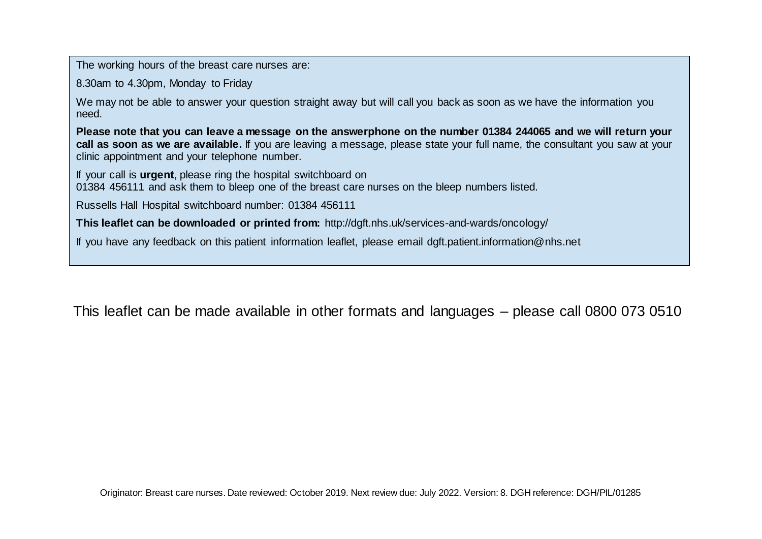The working hours of the breast care nurses are:

8.30am to 4.30pm, Monday to Friday

We may not be able to answer your question straight away but will call you back as soon as we have the information you need.

**Please note that you can leave a message on the answerphone on the number 01384 244065 and we will return your call as soon as we are available.** If you are leaving a message, please state your full name, the consultant you saw at your clinic appointment and your telephone number.

If your call is **urgent**, please ring the hospital switchboard on
01384 456111 and ask them to bleep one of the breast care nurses on the bleep numbers listed.

Russells Hall Hospital switchboard number: 01384 456111

**This leaflet can be downloaded or printed from:** http://dgft.nhs.uk/services-and-wards/oncology/

If you have any feedback on this patient information leaflet, please email dgft.patient.information@nhs.net

This leaflet can be made available in other formats and languages – please call 0800 073 0510

Originator: Breast care nurses. Date reviewed: October 2019. Next review due: July 2022. Version: 8. DGH reference: DGH/PIL/01285